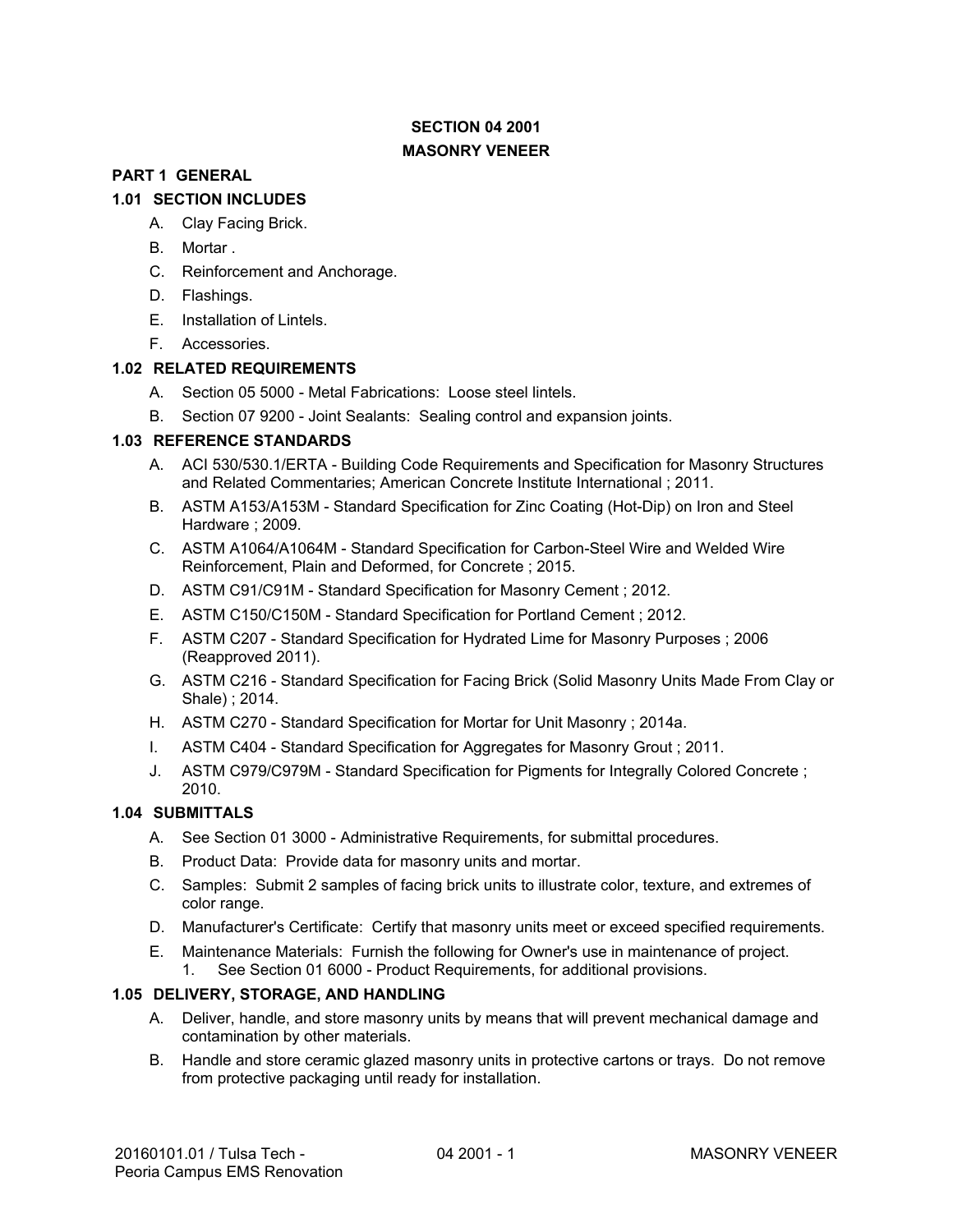# SECTION 04 2001

# MASONRY VENEER

## PART 1 GENERAL

### 1.01 SECTION INCLUDES

A. Clay Facing Brick.

B. Mortar .

C. Reinforcement and Anchorage.

D. Flashings.

E. Installation of Lintels.

F. Accessories.

### 1.02 RELATED REQUIREMENTS

A. Section 05 5000 - Metal Fabrications: Loose steel lintels.

B. Section 07 9200 - Joint Sealants: Sealing control and expansion joints.

### 1.03 REFERENCE STANDARDS

A. ACI 530/530.1/ERTA - Building Code Requirements and Specification for Masonry Structures and Related Commentaries; American Concrete Institute International ; 2011.

B. ASTM A153/A153M - Standard Specification for Zinc Coating (Hot-Dip) on Iron and Steel Hardware ; 2009.

C. ASTM A1064/A1064M - Standard Specification for Carbon-Steel Wire and Welded Wire Reinforcement, Plain and Deformed, for Concrete ; 2015.

D. ASTM C91/C91M - Standard Specification for Masonry Cement ; 2012.

E. ASTM C150/C150M - Standard Specification for Portland Cement ; 2012.

F. ASTM C207 - Standard Specification for Hydrated Lime for Masonry Purposes ; 2006 (Reapproved 2011).

G. ASTM C216 - Standard Specification for Facing Brick (Solid Masonry Units Made From Clay or Shale) ; 2014.

H. ASTM C270 - Standard Specification for Mortar for Unit Masonry ; 2014a.

I. ASTM C404 - Standard Specification for Aggregates for Masonry Grout ; 2011.

J. ASTM C979/C979M - Standard Specification for Pigments for Integrally Colored Concrete ; 2010.

### 1.04 SUBMITTALS

A. See Section 01 3000 - Administrative Requirements, for submittal procedures.

B. Product Data: Provide data for masonry units and mortar.

C. Samples: Submit 2 samples of facing brick units to illustrate color, texture, and extremes of color range.

D. Manufacturer's Certificate: Certify that masonry units meet or exceed specified requirements.

E. Maintenance Materials: Furnish the following for Owner's use in maintenance of project.
   1. See Section 01 6000 - Product Requirements, for additional provisions.

### 1.05 DELIVERY, STORAGE, AND HANDLING

A. Deliver, handle, and store masonry units by means that will prevent mechanical damage and contamination by other materials.

B. Handle and store ceramic glazed masonry units in protective cartons or trays. Do not remove from protective packaging until ready for installation.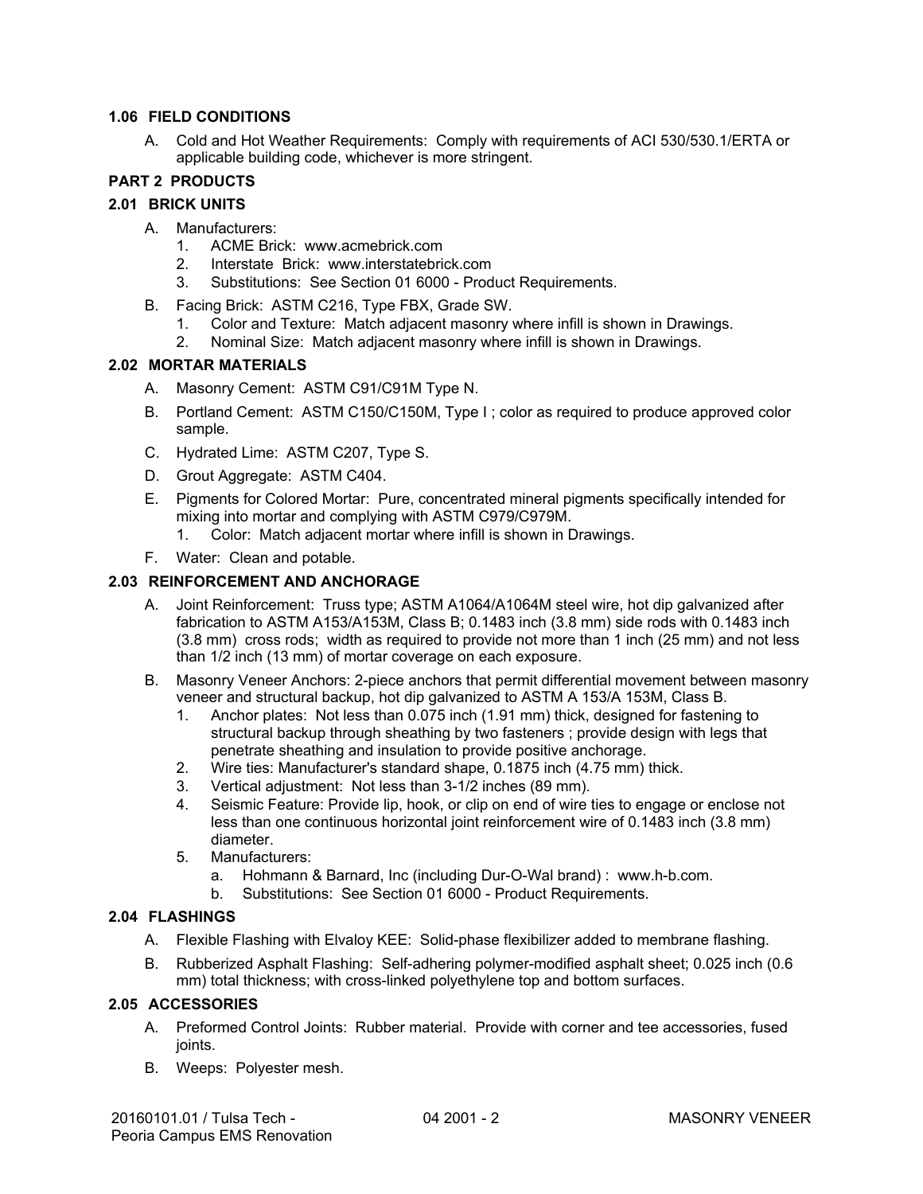### 1.06 FIELD CONDITIONS

A. Cold and Hot Weather Requirements: Comply with requirements of ACI 530/530.1/ERTA or applicable building code, whichever is more stringent.

## PART 2 PRODUCTS

### 2.01 BRICK UNITS

A. Manufacturers:
   1. ACME Brick: www.acmebrick.com
   2. Interstate Brick: www.interstatebrick.com
   3. Substitutions: See Section 01 6000 - Product Requirements.

B. Facing Brick: ASTM C216, Type FBX, Grade SW.
   1. Color and Texture: Match adjacent masonry where infill is shown in Drawings.
   2. Nominal Size: Match adjacent masonry where infill is shown in Drawings.

### 2.02 MORTAR MATERIALS

A. Masonry Cement: ASTM C91/C91M Type N.

B. Portland Cement: ASTM C150/C150M, Type I ; color as required to produce approved color sample.

C. Hydrated Lime: ASTM C207, Type S.

D. Grout Aggregate: ASTM C404.

E. Pigments for Colored Mortar: Pure, concentrated mineral pigments specifically intended for mixing into mortar and complying with ASTM C979/C979M.
   1. Color: Match adjacent mortar where infill is shown in Drawings.

F. Water: Clean and potable.

### 2.03 REINFORCEMENT AND ANCHORAGE

A. Joint Reinforcement: Truss type; ASTM A1064/A1064M steel wire, hot dip galvanized after fabrication to ASTM A153/A153M, Class B; 0.1483 inch (3.8 mm) side rods with 0.1483 inch (3.8 mm) cross rods; width as required to provide not more than 1 inch (25 mm) and not less than 1/2 inch (13 mm) of mortar coverage on each exposure.

B. Masonry Veneer Anchors: 2-piece anchors that permit differential movement between masonry veneer and structural backup, hot dip galvanized to ASTM A 153/A 153M, Class B.
   1. Anchor plates: Not less than 0.075 inch (1.91 mm) thick, designed for fastening to structural backup through sheathing by two fasteners ; provide design with legs that penetrate sheathing and insulation to provide positive anchorage.
   2. Wire ties: Manufacturer's standard shape, 0.1875 inch (4.75 mm) thick.
   3. Vertical adjustment: Not less than 3-1/2 inches (89 mm).
   4. Seismic Feature: Provide lip, hook, or clip on end of wire ties to engage or enclose not less than one continuous horizontal joint reinforcement wire of 0.1483 inch (3.8 mm) diameter.
   5. Manufacturers:
      a. Hohmann & Barnard, Inc (including Dur-O-Wal brand) : www.h-b.com.
      b. Substitutions: See Section 01 6000 - Product Requirements.

### 2.04 FLASHINGS

A. Flexible Flashing with Elvaloy KEE: Solid-phase flexibilizer added to membrane flashing.

B. Rubberized Asphalt Flashing: Self-adhering polymer-modified asphalt sheet; 0.025 inch (0.6 mm) total thickness; with cross-linked polyethylene top and bottom surfaces.

### 2.05 ACCESSORIES

A. Preformed Control Joints: Rubber material. Provide with corner and tee accessories, fused joints.

B. Weeps: Polyester mesh.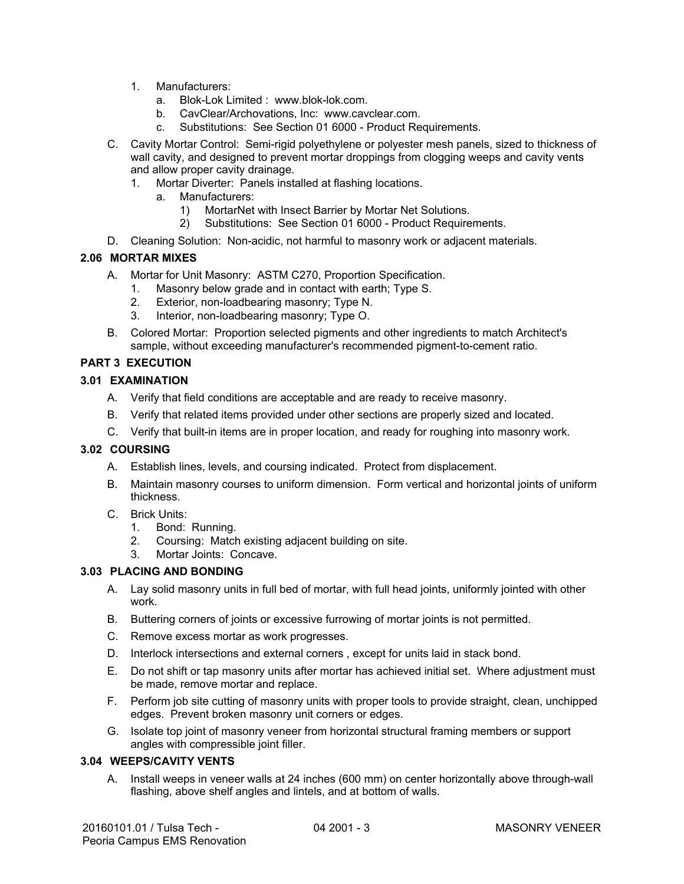1. Manufacturers:
    a. Blok-Lok Limited : www.blok-lok.com.
    b. CavClear/Archovations, Inc: www.cavclear.com.
    c. Substitutions: See Section 01 6000 - Product Requirements.

C. Cavity Mortar Control: Semi-rigid polyethylene or polyester mesh panels, sized to thickness of wall cavity, and designed to prevent mortar droppings from clogging weeps and cavity vents and allow proper cavity drainage.
   1. Mortar Diverter: Panels installed at flashing locations.
      a. Manufacturers:
         1) MortarNet with Insect Barrier by Mortar Net Solutions.
         2) Substitutions: See Section 01 6000 - Product Requirements.

D. Cleaning Solution: Non-acidic, not harmful to masonry work or adjacent materials.

### 2.06 MORTAR MIXES

A. Mortar for Unit Masonry: ASTM C270, Proportion Specification.
   1. Masonry below grade and in contact with earth; Type S.
   2. Exterior, non-loadbearing masonry; Type N.
   3. Interior, non-loadbearing masonry; Type O.

B. Colored Mortar: Proportion selected pigments and other ingredients to match Architect's sample, without exceeding manufacturer's recommended pigment-to-cement ratio.

## PART 3 EXECUTION

### 3.01 EXAMINATION

A. Verify that field conditions are acceptable and are ready to receive masonry.

B. Verify that related items provided under other sections are properly sized and located.

C. Verify that built-in items are in proper location, and ready for roughing into masonry work.

### 3.02 COURSING

A. Establish lines, levels, and coursing indicated. Protect from displacement.

B. Maintain masonry courses to uniform dimension. Form vertical and horizontal joints of uniform thickness.

C. Brick Units:
   1. Bond: Running.
   2. Coursing: Match existing adjacent building on site.
   3. Mortar Joints: Concave.

### 3.03 PLACING AND BONDING

A. Lay solid masonry units in full bed of mortar, with full head joints, uniformly jointed with other work.

B. Buttering corners of joints or excessive furrowing of mortar joints is not permitted.

C. Remove excess mortar as work progresses.

D. Interlock intersections and external corners , except for units laid in stack bond.

E. Do not shift or tap masonry units after mortar has achieved initial set. Where adjustment must be made, remove mortar and replace.

F. Perform job site cutting of masonry units with proper tools to provide straight, clean, unchipped edges. Prevent broken masonry unit corners or edges.

G. Isolate top joint of masonry veneer from horizontal structural framing members or support angles with compressible joint filler.

### 3.04 WEEPS/CAVITY VENTS

A. Install weeps in veneer walls at 24 inches (600 mm) on center horizontally above through-wall flashing, above shelf angles and lintels, and at bottom of walls.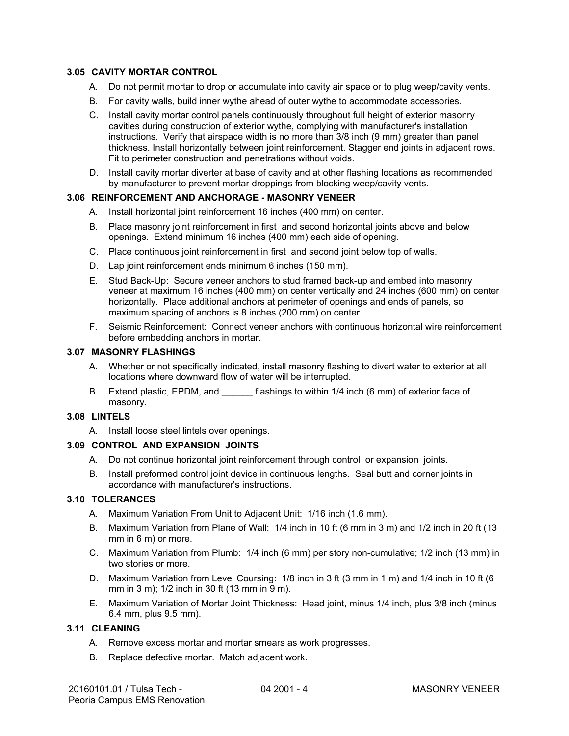### 3.05 CAVITY MORTAR CONTROL

A. Do not permit mortar to drop or accumulate into cavity air space or to plug weep/cavity vents.

B. For cavity walls, build inner wythe ahead of outer wythe to accommodate accessories.

C. Install cavity mortar control panels continuously throughout full height of exterior masonry cavities during construction of exterior wythe, complying with manufacturer's installation instructions. Verify that airspace width is no more than 3/8 inch (9 mm) greater than panel thickness. Install horizontally between joint reinforcement. Stagger end joints in adjacent rows. Fit to perimeter construction and penetrations without voids.

D. Install cavity mortar diverter at base of cavity and at other flashing locations as recommended by manufacturer to prevent mortar droppings from blocking weep/cavity vents.

### 3.06 REINFORCEMENT AND ANCHORAGE - MASONRY VENEER

A. Install horizontal joint reinforcement 16 inches (400 mm) on center.

B. Place masonry joint reinforcement in first and second horizontal joints above and below openings. Extend minimum 16 inches (400 mm) each side of opening.

C. Place continuous joint reinforcement in first and second joint below top of walls.

D. Lap joint reinforcement ends minimum 6 inches (150 mm).

E. Stud Back-Up: Secure veneer anchors to stud framed back-up and embed into masonry veneer at maximum 16 inches (400 mm) on center vertically and 24 inches (600 mm) on center horizontally. Place additional anchors at perimeter of openings and ends of panels, so maximum spacing of anchors is 8 inches (200 mm) on center.

F. Seismic Reinforcement: Connect veneer anchors with continuous horizontal wire reinforcement before embedding anchors in mortar.

### 3.07 MASONRY FLASHINGS

A. Whether or not specifically indicated, install masonry flashing to divert water to exterior at all locations where downward flow of water will be interrupted.

B. Extend plastic, EPDM, and ______ flashings to within 1/4 inch (6 mm) of exterior face of masonry.

### 3.08 LINTELS

A. Install loose steel lintels over openings.

### 3.09 CONTROL AND EXPANSION JOINTS

A. Do not continue horizontal joint reinforcement through control or expansion joints.

B. Install preformed control joint device in continuous lengths. Seal butt and corner joints in accordance with manufacturer's instructions.

### 3.10 TOLERANCES

A. Maximum Variation From Unit to Adjacent Unit: 1/16 inch (1.6 mm).

B. Maximum Variation from Plane of Wall: 1/4 inch in 10 ft (6 mm in 3 m) and 1/2 inch in 20 ft (13 mm in 6 m) or more.

C. Maximum Variation from Plumb: 1/4 inch (6 mm) per story non-cumulative; 1/2 inch (13 mm) in two stories or more.

D. Maximum Variation from Level Coursing: 1/8 inch in 3 ft (3 mm in 1 m) and 1/4 inch in 10 ft (6 mm in 3 m); 1/2 inch in 30 ft (13 mm in 9 m).

E. Maximum Variation of Mortar Joint Thickness: Head joint, minus 1/4 inch, plus 3/8 inch (minus 6.4 mm, plus 9.5 mm).

### 3.11 CLEANING

A. Remove excess mortar and mortar smears as work progresses.

B. Replace defective mortar. Match adjacent work.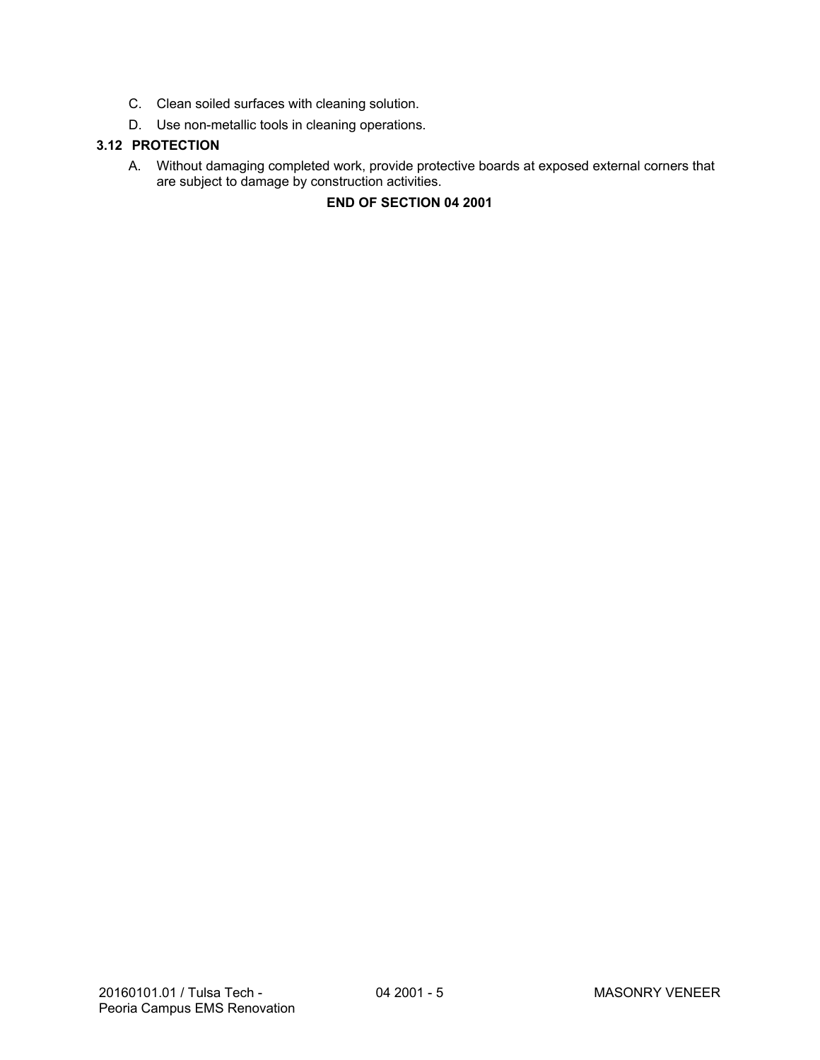C. Clean soiled surfaces with cleaning solution.

D. Use non-metallic tools in cleaning operations.

### 3.12 PROTECTION

A. Without damaging completed work, provide protective boards at exposed external corners that are subject to damage by construction activities.

**END OF SECTION 04 2001**